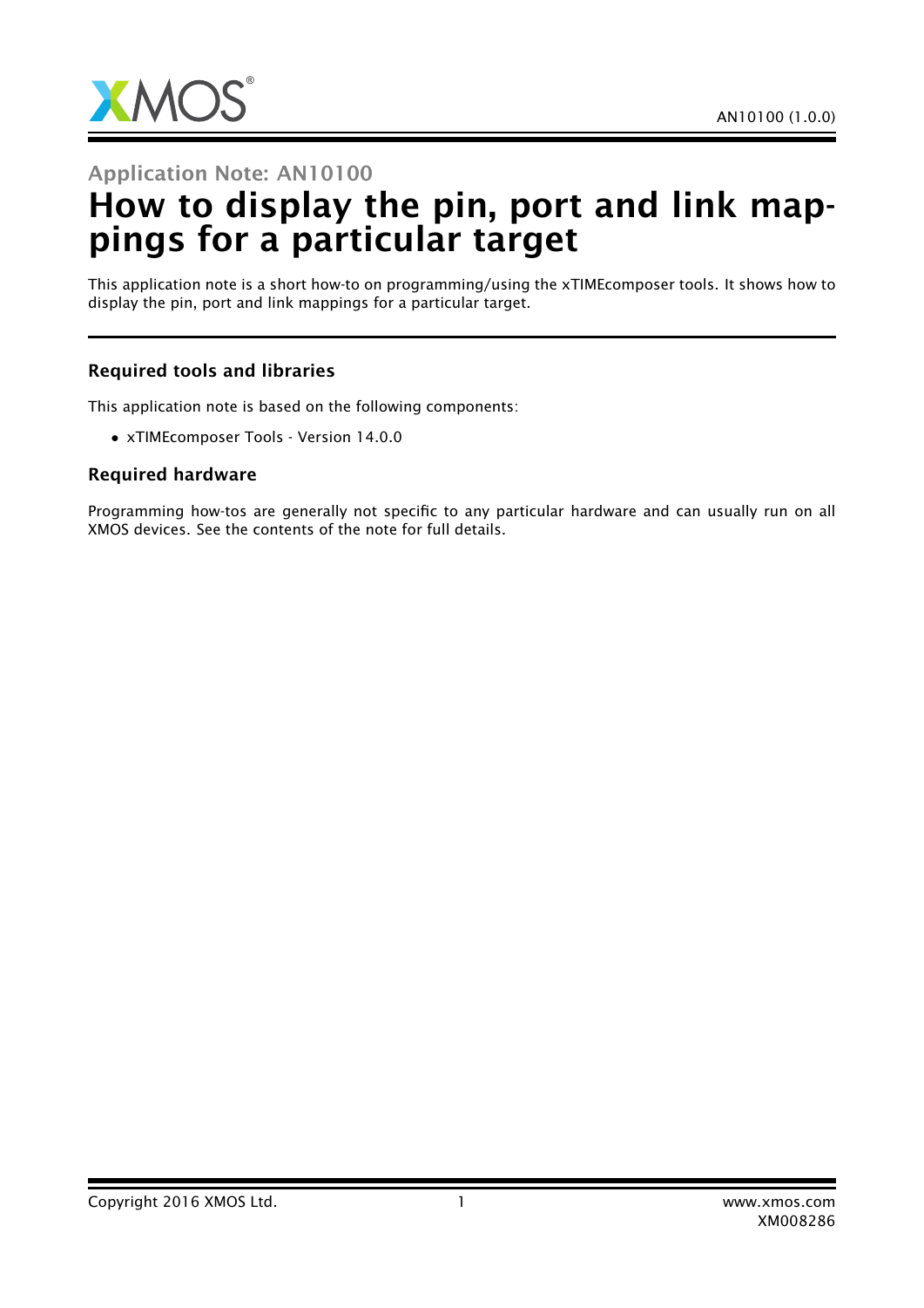# Application Note: AN10100

# How to display the pin, port and link mappings for a particular target

This application note is a short how-to on programming/using the xTIMEcomposer tools. It shows how to display the pin, port and link mappings for a particular target.

### Required tools and libraries

This application note is based on the following components:

- xTIMEcomposer Tools - Version 14.0.0

### Required hardware

Programming how-tos are generally not specific to any particular hardware and can usually run on all XMOS devices. See the contents of the note for full details.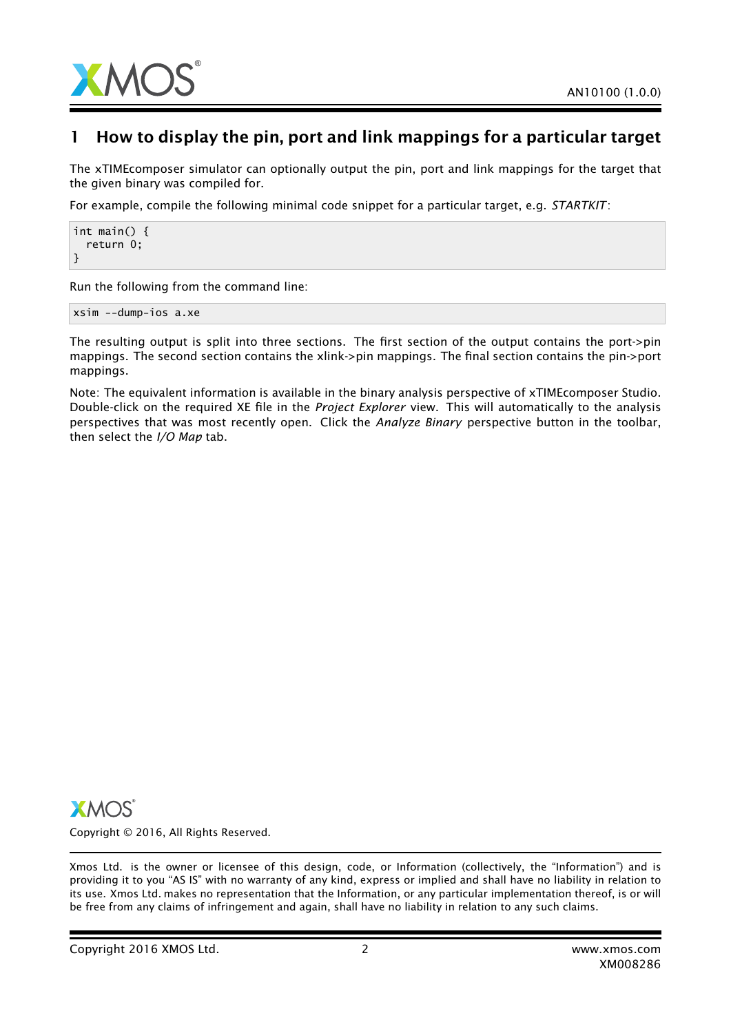# 1 How to display the pin, port and link mappings for a particular target

The xTIMEcomposer simulator can optionally output the pin, port and link mappings for the target that the given binary was compiled for.

For example, compile the following minimal code snippet for a particular target, e.g. *STARTKIT*:

```
int main() {
  return 0;
}
```

Run the following from the command line:

```
xsim --dump-ios a.xe
```

The resulting output is split into three sections. The first section of the output contains the port->pin mappings. The second section contains the xlink->pin mappings. The final section contains the pin->port mappings.

Note: The equivalent information is available in the binary analysis perspective of xTIMEcomposer Studio. Double-click on the required XE file in the *Project Explorer* view. This will automatically to the analysis perspectives that was most recently open. Click the *Analyze Binary* perspective button in the toolbar, then select the *I/O Map* tab.

Copyright © 2016, All Rights Reserved.

Xmos Ltd. is the owner or licensee of this design, code, or Information (collectively, the "Information") and is providing it to you "AS IS" with no warranty of any kind, express or implied and shall have no liability in relation to its use. Xmos Ltd. makes no representation that the Information, or any particular implementation thereof, is or will be free from any claims of infringement and again, shall have no liability in relation to any such claims.